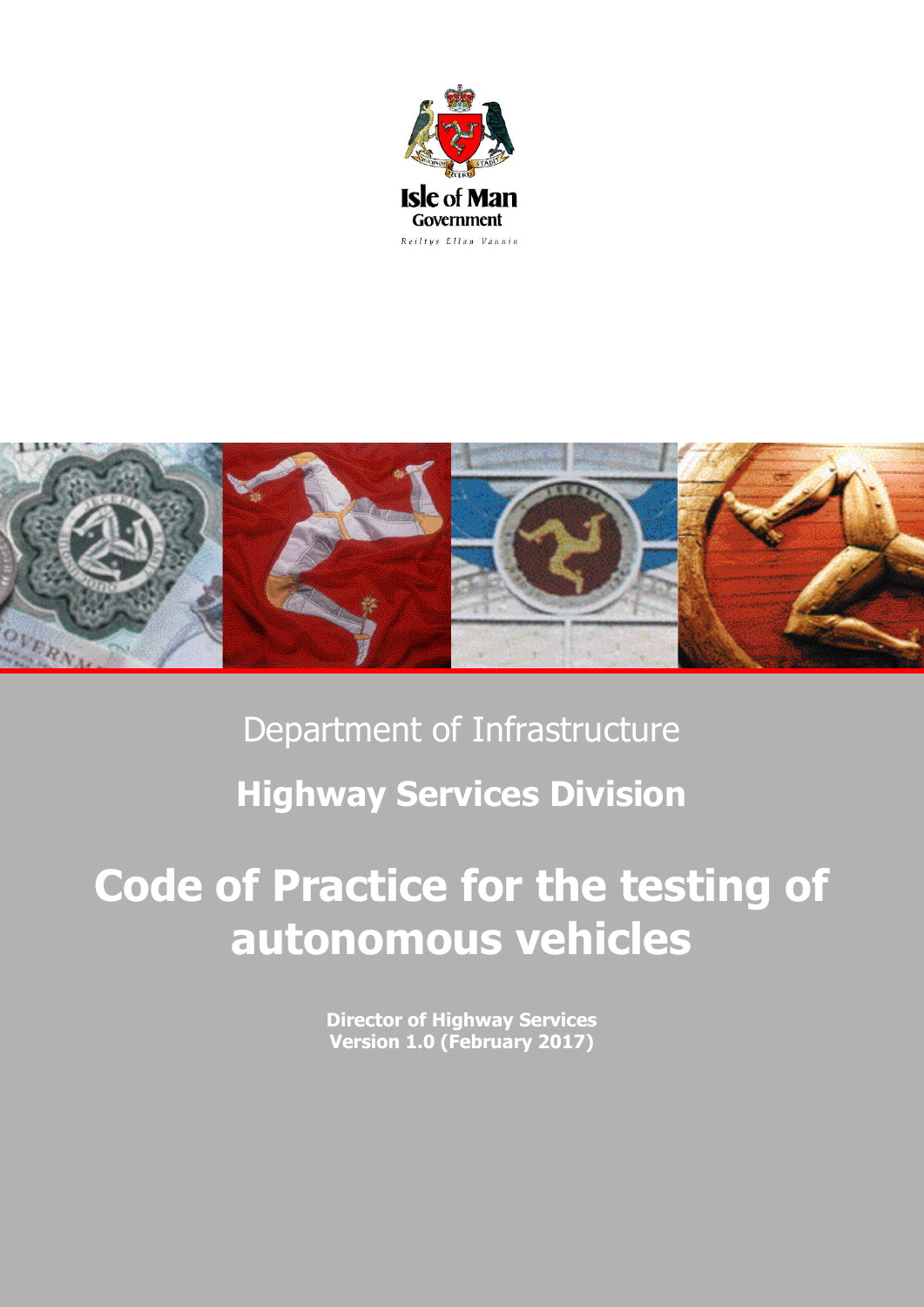Isle of Man Government

Reiltys Ellan Vannin

Department of Infrastructure

## Highway Services Division

# Code of Practice for the testing of autonomous vehicles

**Director of Highway Services**
**Version 1.0 (February 2017)**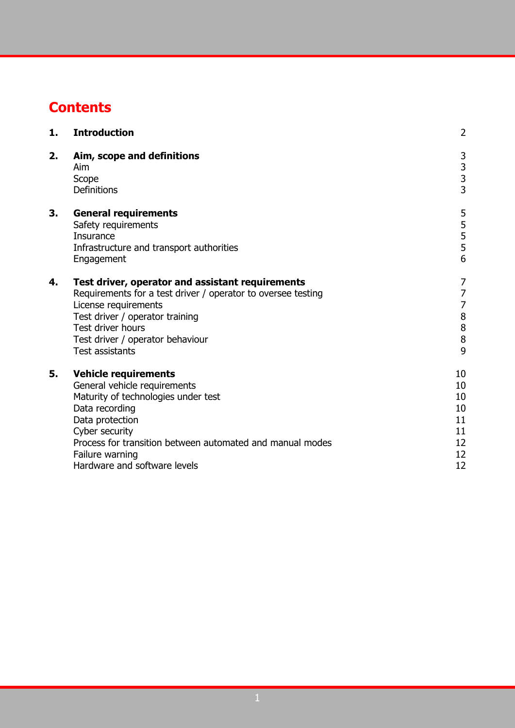# Contents

| | | |
|---|---|---|
| **1.** | **Introduction** | 2 |
| **2.** | **Aim, scope and definitions** | 3 |
| | Aim | 3 |
| | Scope | 3 |
| | Definitions | 3 |
| **3.** | **General requirements** | 5 |
| | Safety requirements | 5 |
| | Insurance | 5 |
| | Infrastructure and transport authorities | 5 |
| | Engagement | 6 |
| **4.** | **Test driver, operator and assistant requirements** | 7 |
| | Requirements for a test driver / operator to oversee testing | 7 |
| | License requirements | 7 |
| | Test driver / operator training | 8 |
| | Test driver hours | 8 |
| | Test driver / operator behaviour | 8 |
| | Test assistants | 9 |
| **5.** | **Vehicle requirements** | 10 |
| | General vehicle requirements | 10 |
| | Maturity of technologies under test | 10 |
| | Data recording | 10 |
| | Data protection | 11 |
| | Cyber security | 11 |
| | Process for transition between automated and manual modes | 12 |
| | Failure warning | 12 |
| | Hardware and software levels | 12 |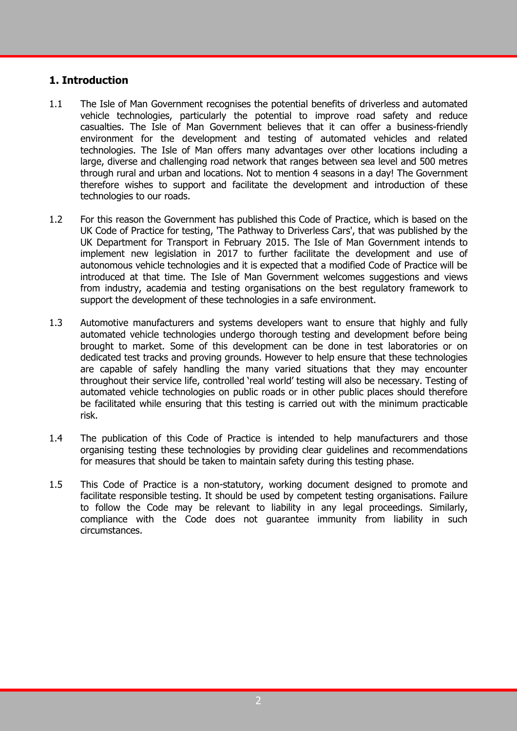## 1. Introduction

1.1 The Isle of Man Government recognises the potential benefits of driverless and automated vehicle technologies, particularly the potential to improve road safety and reduce casualties. The Isle of Man Government believes that it can offer a business-friendly environment for the development and testing of automated vehicles and related technologies. The Isle of Man offers many advantages over other locations including a large, diverse and challenging road network that ranges between sea level and 500 metres through rural and urban and locations. Not to mention 4 seasons in a day! The Government therefore wishes to support and facilitate the development and introduction of these technologies to our roads.

1.2 For this reason the Government has published this Code of Practice, which is based on the UK Code of Practice for testing, 'The Pathway to Driverless Cars', that was published by the UK Department for Transport in February 2015. The Isle of Man Government intends to implement new legislation in 2017 to further facilitate the development and use of autonomous vehicle technologies and it is expected that a modified Code of Practice will be introduced at that time. The Isle of Man Government welcomes suggestions and views from industry, academia and testing organisations on the best regulatory framework to support the development of these technologies in a safe environment.

1.3 Automotive manufacturers and systems developers want to ensure that highly and fully automated vehicle technologies undergo thorough testing and development before being brought to market. Some of this development can be done in test laboratories or on dedicated test tracks and proving grounds. However to help ensure that these technologies are capable of safely handling the many varied situations that they may encounter throughout their service life, controlled 'real world' testing will also be necessary. Testing of automated vehicle technologies on public roads or in other public places should therefore be facilitated while ensuring that this testing is carried out with the minimum practicable risk.

1.4 The publication of this Code of Practice is intended to help manufacturers and those organising testing these technologies by providing clear guidelines and recommendations for measures that should be taken to maintain safety during this testing phase.

1.5 This Code of Practice is a non-statutory, working document designed to promote and facilitate responsible testing. It should be used by competent testing organisations. Failure to follow the Code may be relevant to liability in any legal proceedings. Similarly, compliance with the Code does not guarantee immunity from liability in such circumstances.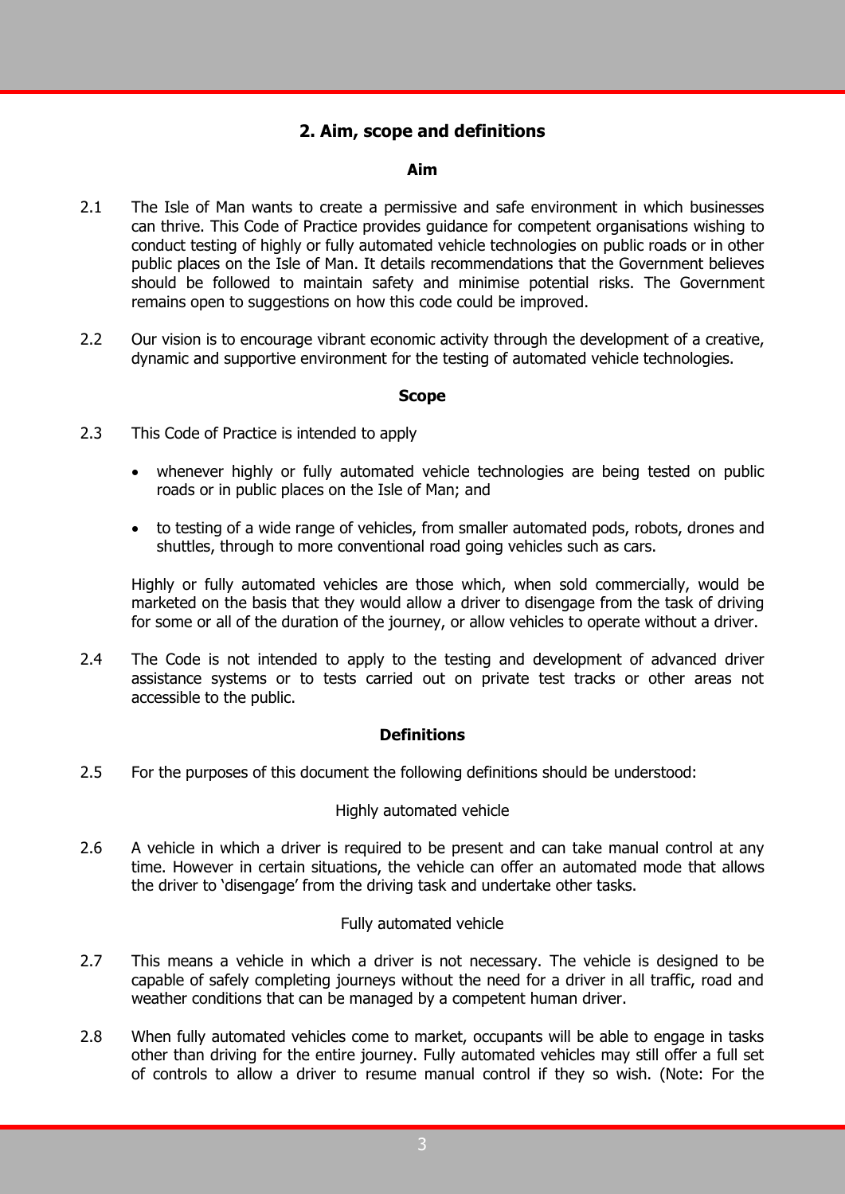## 2. Aim, scope and definitions

### Aim

2.1 The Isle of Man wants to create a permissive and safe environment in which businesses can thrive. This Code of Practice provides guidance for competent organisations wishing to conduct testing of highly or fully automated vehicle technologies on public roads or in other public places on the Isle of Man. It details recommendations that the Government believes should be followed to maintain safety and minimise potential risks. The Government remains open to suggestions on how this code could be improved.

2.2 Our vision is to encourage vibrant economic activity through the development of a creative, dynamic and supportive environment for the testing of automated vehicle technologies.

### Scope

2.3 This Code of Practice is intended to apply

- whenever highly or fully automated vehicle technologies are being tested on public roads or in public places on the Isle of Man; and
- to testing of a wide range of vehicles, from smaller automated pods, robots, drones and shuttles, through to more conventional road going vehicles such as cars.

Highly or fully automated vehicles are those which, when sold commercially, would be marketed on the basis that they would allow a driver to disengage from the task of driving for some or all of the duration of the journey, or allow vehicles to operate without a driver.

2.4 The Code is not intended to apply to the testing and development of advanced driver assistance systems or to tests carried out on private test tracks or other areas not accessible to the public.

### Definitions

2.5 For the purposes of this document the following definitions should be understood:

Highly automated vehicle

2.6 A vehicle in which a driver is required to be present and can take manual control at any time. However in certain situations, the vehicle can offer an automated mode that allows the driver to 'disengage' from the driving task and undertake other tasks.

Fully automated vehicle

2.7 This means a vehicle in which a driver is not necessary. The vehicle is designed to be capable of safely completing journeys without the need for a driver in all traffic, road and weather conditions that can be managed by a competent human driver.

2.8 When fully automated vehicles come to market, occupants will be able to engage in tasks other than driving for the entire journey. Fully automated vehicles may still offer a full set of controls to allow a driver to resume manual control if they so wish. (Note: For the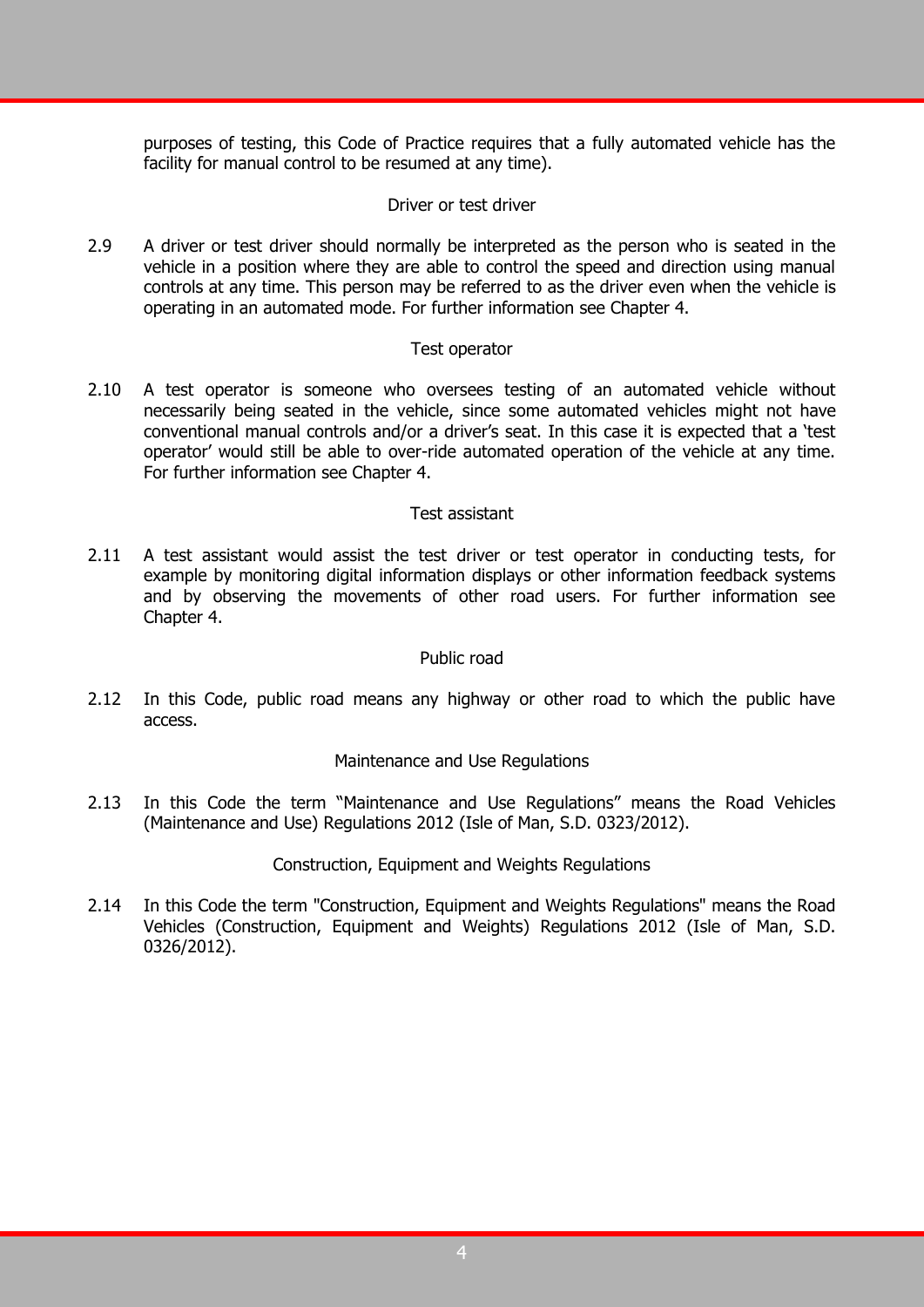purposes of testing, this Code of Practice requires that a fully automated vehicle has the facility for manual control to be resumed at any time).

### Driver or test driver

2.9 A driver or test driver should normally be interpreted as the person who is seated in the vehicle in a position where they are able to control the speed and direction using manual controls at any time. This person may be referred to as the driver even when the vehicle is operating in an automated mode. For further information see Chapter 4.

### Test operator

2.10 A test operator is someone who oversees testing of an automated vehicle without necessarily being seated in the vehicle, since some automated vehicles might not have conventional manual controls and/or a driver's seat. In this case it is expected that a 'test operator' would still be able to over-ride automated operation of the vehicle at any time. For further information see Chapter 4.

### Test assistant

2.11 A test assistant would assist the test driver or test operator in conducting tests, for example by monitoring digital information displays or other information feedback systems and by observing the movements of other road users. For further information see Chapter 4.

### Public road

2.12 In this Code, public road means any highway or other road to which the public have access.

### Maintenance and Use Regulations

2.13 In this Code the term "Maintenance and Use Regulations" means the Road Vehicles (Maintenance and Use) Regulations 2012 (Isle of Man, S.D. 0323/2012).

### Construction, Equipment and Weights Regulations

2.14 In this Code the term "Construction, Equipment and Weights Regulations" means the Road Vehicles (Construction, Equipment and Weights) Regulations 2012 (Isle of Man, S.D. 0326/2012).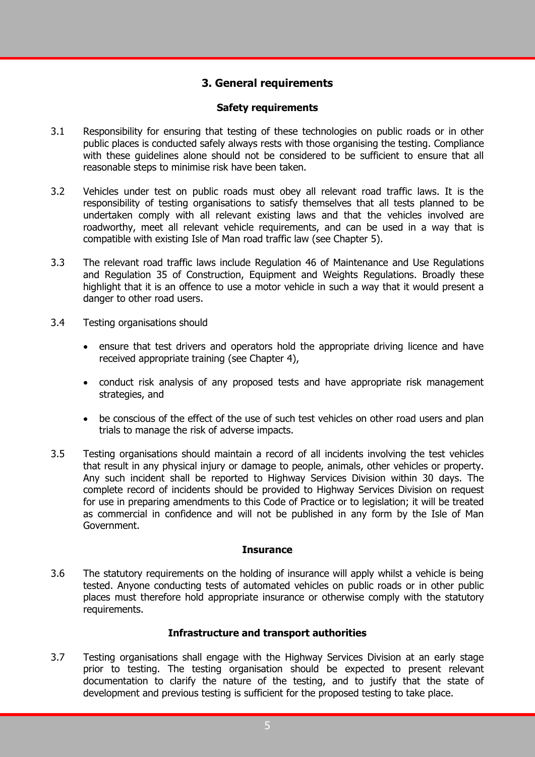## 3. General requirements

### Safety requirements

3.1 Responsibility for ensuring that testing of these technologies on public roads or in other public places is conducted safely always rests with those organising the testing. Compliance with these guidelines alone should not be considered to be sufficient to ensure that all reasonable steps to minimise risk have been taken.

3.2 Vehicles under test on public roads must obey all relevant road traffic laws. It is the responsibility of testing organisations to satisfy themselves that all tests planned to be undertaken comply with all relevant existing laws and that the vehicles involved are roadworthy, meet all relevant vehicle requirements, and can be used in a way that is compatible with existing Isle of Man road traffic law (see Chapter 5).

3.3 The relevant road traffic laws include Regulation 46 of Maintenance and Use Regulations and Regulation 35 of Construction, Equipment and Weights Regulations. Broadly these highlight that it is an offence to use a motor vehicle in such a way that it would present a danger to other road users.

3.4 Testing organisations should

- ensure that test drivers and operators hold the appropriate driving licence and have received appropriate training (see Chapter 4),
- conduct risk analysis of any proposed tests and have appropriate risk management strategies, and
- be conscious of the effect of the use of such test vehicles on other road users and plan trials to manage the risk of adverse impacts.

3.5 Testing organisations should maintain a record of all incidents involving the test vehicles that result in any physical injury or damage to people, animals, other vehicles or property. Any such incident shall be reported to Highway Services Division within 30 days. The complete record of incidents should be provided to Highway Services Division on request for use in preparing amendments to this Code of Practice or to legislation; it will be treated as commercial in confidence and will not be published in any form by the Isle of Man Government.

### Insurance

3.6 The statutory requirements on the holding of insurance will apply whilst a vehicle is being tested. Anyone conducting tests of automated vehicles on public roads or in other public places must therefore hold appropriate insurance or otherwise comply with the statutory requirements.

### Infrastructure and transport authorities

3.7 Testing organisations shall engage with the Highway Services Division at an early stage prior to testing. The testing organisation should be expected to present relevant documentation to clarify the nature of the testing, and to justify that the state of development and previous testing is sufficient for the proposed testing to take place.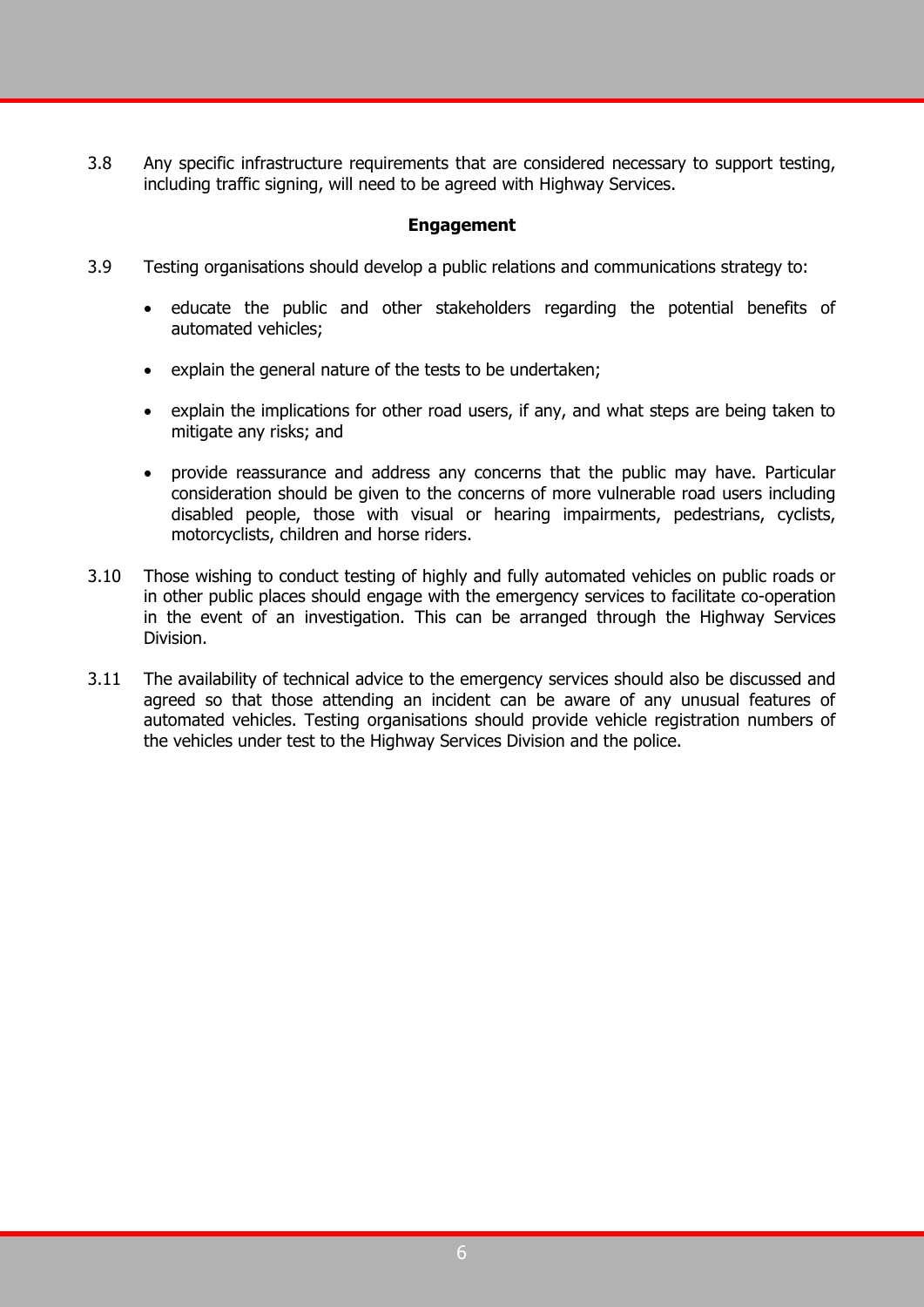3.8 Any specific infrastructure requirements that are considered necessary to support testing, including traffic signing, will need to be agreed with Highway Services.

**Engagement**

3.9 Testing organisations should develop a public relations and communications strategy to:

- educate the public and other stakeholders regarding the potential benefits of automated vehicles;
- explain the general nature of the tests to be undertaken;
- explain the implications for other road users, if any, and what steps are being taken to mitigate any risks; and
- provide reassurance and address any concerns that the public may have. Particular consideration should be given to the concerns of more vulnerable road users including disabled people, those with visual or hearing impairments, pedestrians, cyclists, motorcyclists, children and horse riders.

3.10 Those wishing to conduct testing of highly and fully automated vehicles on public roads or in other public places should engage with the emergency services to facilitate co-operation in the event of an investigation. This can be arranged through the Highway Services Division.

3.11 The availability of technical advice to the emergency services should also be discussed and agreed so that those attending an incident can be aware of any unusual features of automated vehicles. Testing organisations should provide vehicle registration numbers of the vehicles under test to the Highway Services Division and the police.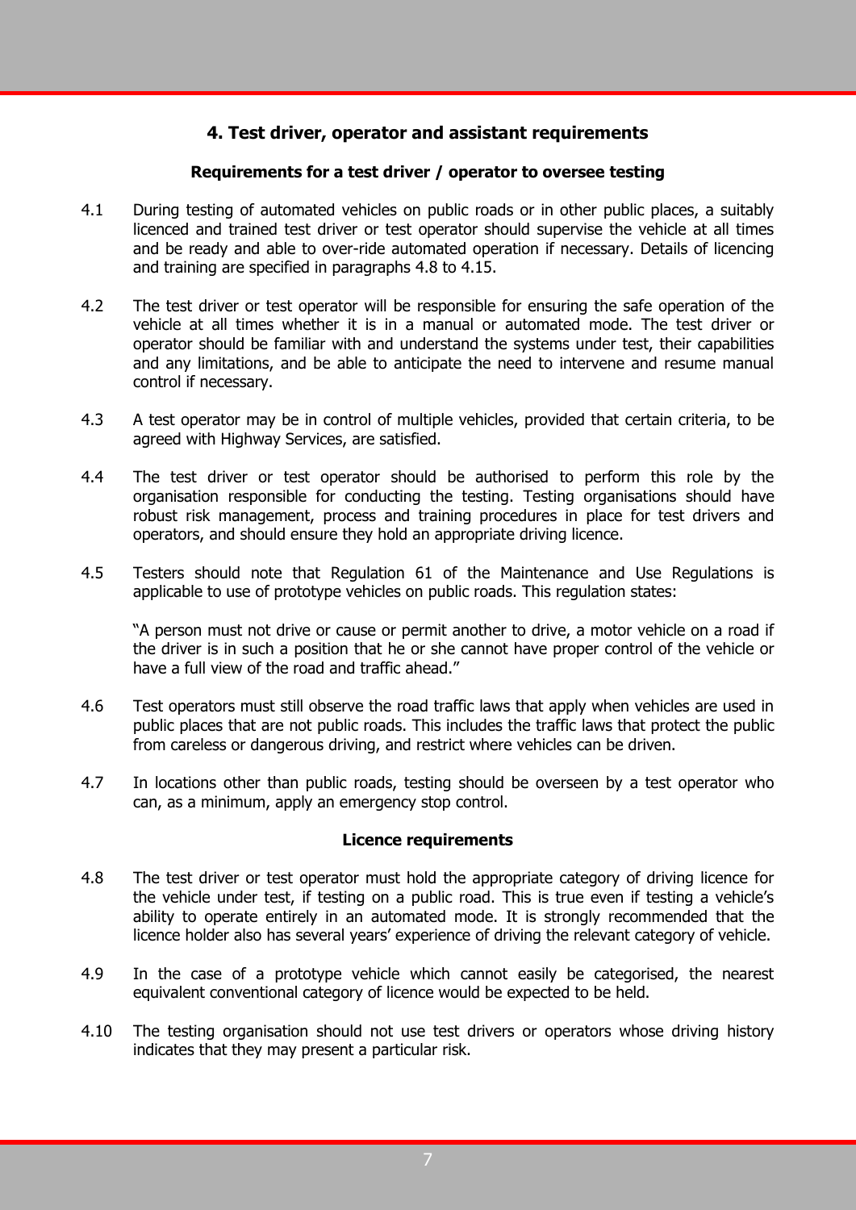## 4. Test driver, operator and assistant requirements

### Requirements for a test driver / operator to oversee testing

4.1 During testing of automated vehicles on public roads or in other public places, a suitably licenced and trained test driver or test operator should supervise the vehicle at all times and be ready and able to over-ride automated operation if necessary. Details of licencing and training are specified in paragraphs 4.8 to 4.15.

4.2 The test driver or test operator will be responsible for ensuring the safe operation of the vehicle at all times whether it is in a manual or automated mode. The test driver or operator should be familiar with and understand the systems under test, their capabilities and any limitations, and be able to anticipate the need to intervene and resume manual control if necessary.

4.3 A test operator may be in control of multiple vehicles, provided that certain criteria, to be agreed with Highway Services, are satisfied.

4.4 The test driver or test operator should be authorised to perform this role by the organisation responsible for conducting the testing. Testing organisations should have robust risk management, process and training procedures in place for test drivers and operators, and should ensure they hold an appropriate driving licence.

4.5 Testers should note that Regulation 61 of the Maintenance and Use Regulations is applicable to use of prototype vehicles on public roads. This regulation states:

"A person must not drive or cause or permit another to drive, a motor vehicle on a road if the driver is in such a position that he or she cannot have proper control of the vehicle or have a full view of the road and traffic ahead."

4.6 Test operators must still observe the road traffic laws that apply when vehicles are used in public places that are not public roads. This includes the traffic laws that protect the public from careless or dangerous driving, and restrict where vehicles can be driven.

4.7 In locations other than public roads, testing should be overseen by a test operator who can, as a minimum, apply an emergency stop control.

### Licence requirements

4.8 The test driver or test operator must hold the appropriate category of driving licence for the vehicle under test, if testing on a public road. This is true even if testing a vehicle's ability to operate entirely in an automated mode. It is strongly recommended that the licence holder also has several years' experience of driving the relevant category of vehicle.

4.9 In the case of a prototype vehicle which cannot easily be categorised, the nearest equivalent conventional category of licence would be expected to be held.

4.10 The testing organisation should not use test drivers or operators whose driving history indicates that they may present a particular risk.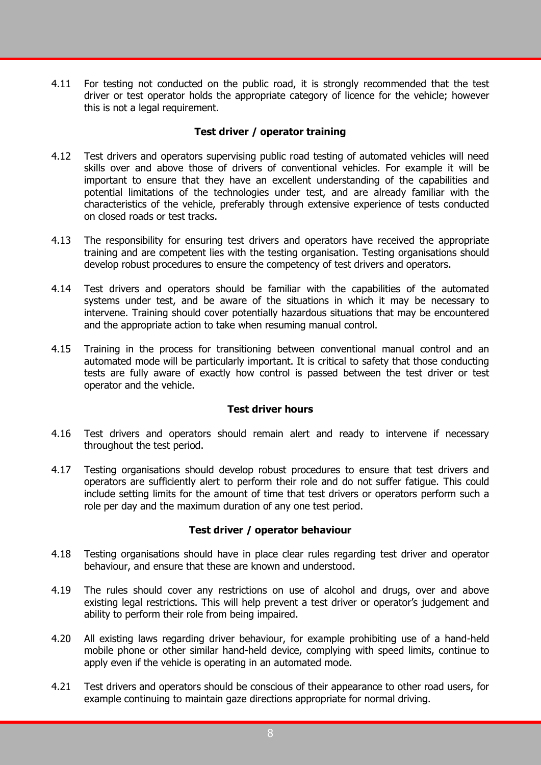4.11 For testing not conducted on the public road, it is strongly recommended that the test driver or test operator holds the appropriate category of licence for the vehicle; however this is not a legal requirement.

### Test driver / operator training

4.12 Test drivers and operators supervising public road testing of automated vehicles will need skills over and above those of drivers of conventional vehicles. For example it will be important to ensure that they have an excellent understanding of the capabilities and potential limitations of the technologies under test, and are already familiar with the characteristics of the vehicle, preferably through extensive experience of tests conducted on closed roads or test tracks.

4.13 The responsibility for ensuring test drivers and operators have received the appropriate training and are competent lies with the testing organisation. Testing organisations should develop robust procedures to ensure the competency of test drivers and operators.

4.14 Test drivers and operators should be familiar with the capabilities of the automated systems under test, and be aware of the situations in which it may be necessary to intervene. Training should cover potentially hazardous situations that may be encountered and the appropriate action to take when resuming manual control.

4.15 Training in the process for transitioning between conventional manual control and an automated mode will be particularly important. It is critical to safety that those conducting tests are fully aware of exactly how control is passed between the test driver or test operator and the vehicle.

### Test driver hours

4.16 Test drivers and operators should remain alert and ready to intervene if necessary throughout the test period.

4.17 Testing organisations should develop robust procedures to ensure that test drivers and operators are sufficiently alert to perform their role and do not suffer fatigue. This could include setting limits for the amount of time that test drivers or operators perform such a role per day and the maximum duration of any one test period.

### Test driver / operator behaviour

4.18 Testing organisations should have in place clear rules regarding test driver and operator behaviour, and ensure that these are known and understood.

4.19 The rules should cover any restrictions on use of alcohol and drugs, over and above existing legal restrictions. This will help prevent a test driver or operator's judgement and ability to perform their role from being impaired.

4.20 All existing laws regarding driver behaviour, for example prohibiting use of a hand-held mobile phone or other similar hand-held device, complying with speed limits, continue to apply even if the vehicle is operating in an automated mode.

4.21 Test drivers and operators should be conscious of their appearance to other road users, for example continuing to maintain gaze directions appropriate for normal driving.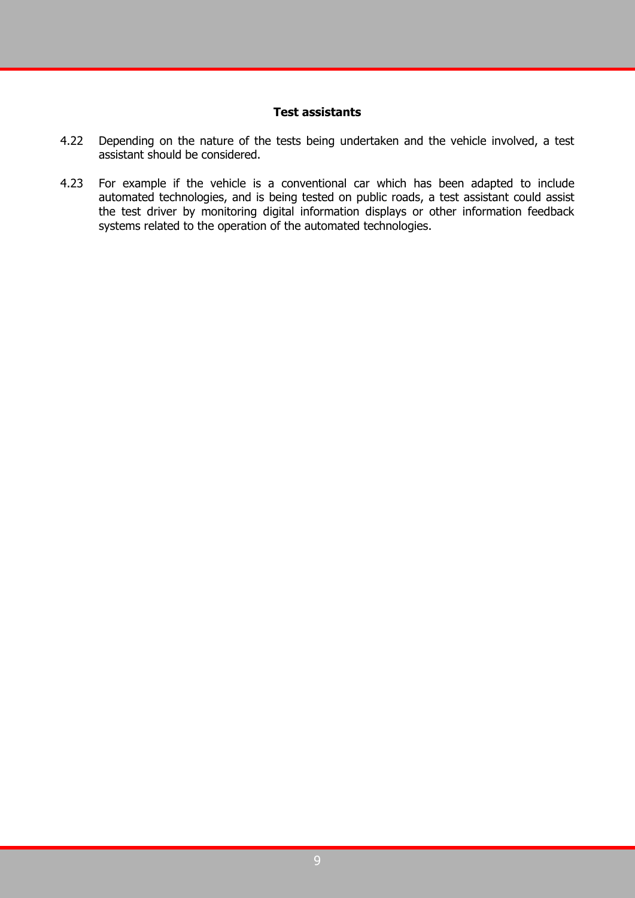### Test assistants

4.22 Depending on the nature of the tests being undertaken and the vehicle involved, a test assistant should be considered.

4.23 For example if the vehicle is a conventional car which has been adapted to include automated technologies, and is being tested on public roads, a test assistant could assist the test driver by monitoring digital information displays or other information feedback systems related to the operation of the automated technologies.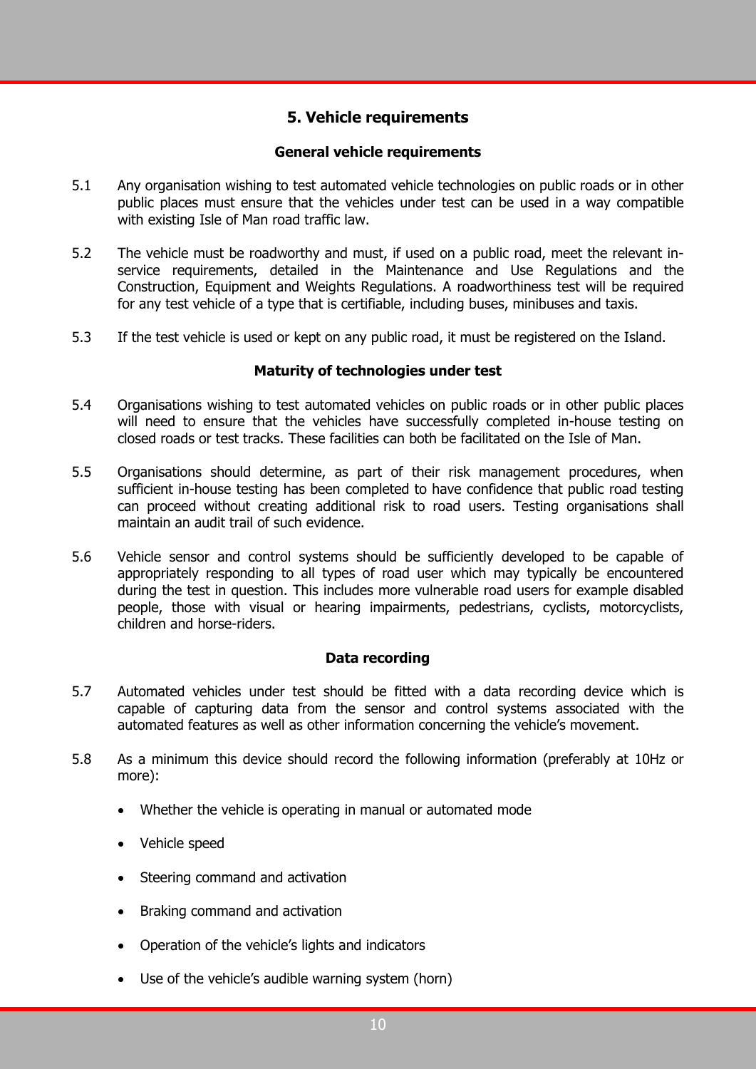## 5. Vehicle requirements

### General vehicle requirements

5.1 Any organisation wishing to test automated vehicle technologies on public roads or in other public places must ensure that the vehicles under test can be used in a way compatible with existing Isle of Man road traffic law.

5.2 The vehicle must be roadworthy and must, if used on a public road, meet the relevant in-service requirements, detailed in the Maintenance and Use Regulations and the Construction, Equipment and Weights Regulations. A roadworthiness test will be required for any test vehicle of a type that is certifiable, including buses, minibuses and taxis.

5.3 If the test vehicle is used or kept on any public road, it must be registered on the Island.

### Maturity of technologies under test

5.4 Organisations wishing to test automated vehicles on public roads or in other public places will need to ensure that the vehicles have successfully completed in-house testing on closed roads or test tracks. These facilities can both be facilitated on the Isle of Man.

5.5 Organisations should determine, as part of their risk management procedures, when sufficient in-house testing has been completed to have confidence that public road testing can proceed without creating additional risk to road users. Testing organisations shall maintain an audit trail of such evidence.

5.6 Vehicle sensor and control systems should be sufficiently developed to be capable of appropriately responding to all types of road user which may typically be encountered during the test in question. This includes more vulnerable road users for example disabled people, those with visual or hearing impairments, pedestrians, cyclists, motorcyclists, children and horse-riders.

### Data recording

5.7 Automated vehicles under test should be fitted with a data recording device which is capable of capturing data from the sensor and control systems associated with the automated features as well as other information concerning the vehicle's movement.

5.8 As a minimum this device should record the following information (preferably at 10Hz or more):

- Whether the vehicle is operating in manual or automated mode
- Vehicle speed
- Steering command and activation
- Braking command and activation
- Operation of the vehicle's lights and indicators
- Use of the vehicle's audible warning system (horn)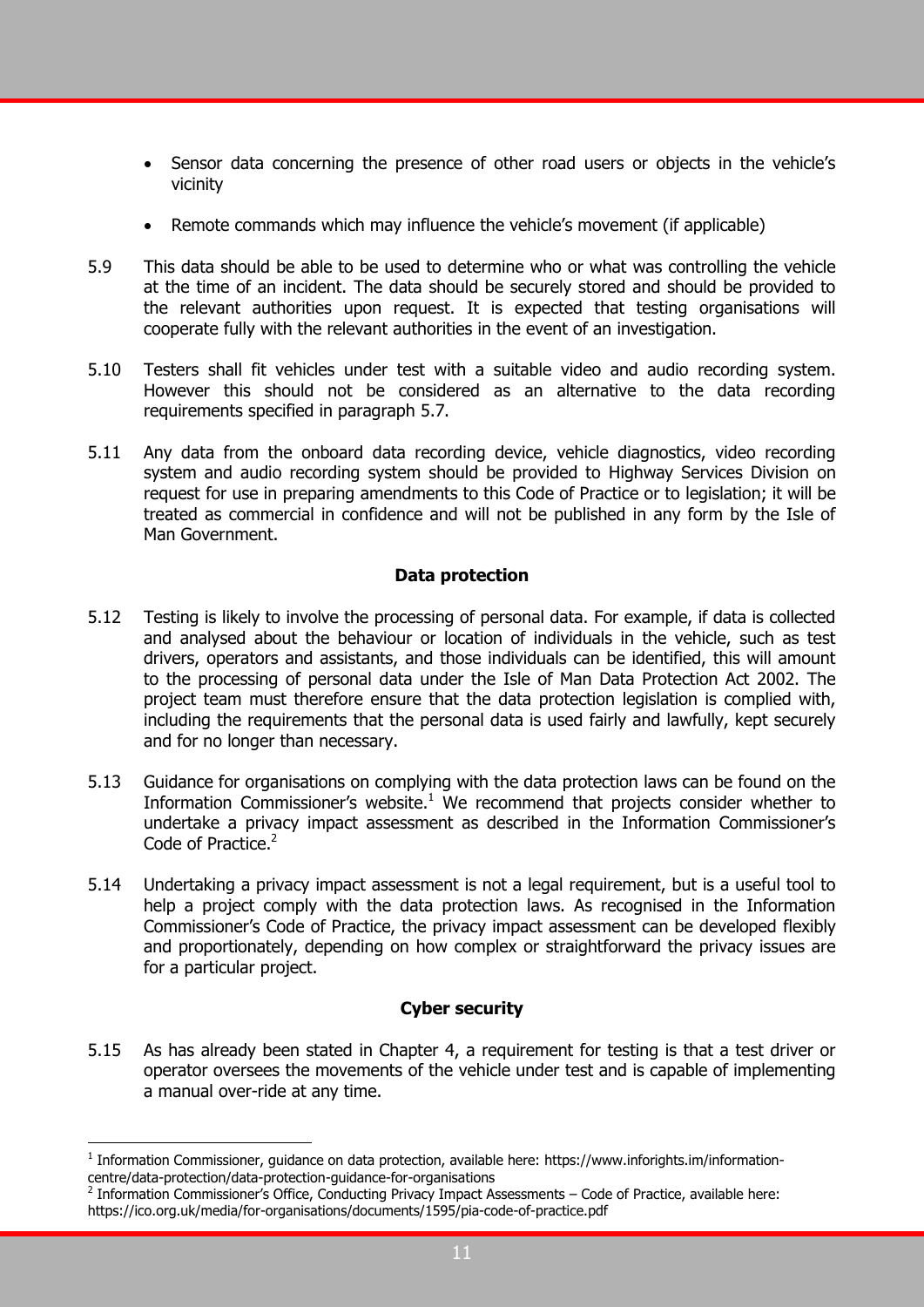- Sensor data concerning the presence of other road users or objects in the vehicle's vicinity
- Remote commands which may influence the vehicle's movement (if applicable)

5.9 This data should be able to be used to determine who or what was controlling the vehicle at the time of an incident. The data should be securely stored and should be provided to the relevant authorities upon request. It is expected that testing organisations will cooperate fully with the relevant authorities in the event of an investigation.

5.10 Testers shall fit vehicles under test with a suitable video and audio recording system. However this should not be considered as an alternative to the data recording requirements specified in paragraph 5.7.

5.11 Any data from the onboard data recording device, vehicle diagnostics, video recording system and audio recording system should be provided to Highway Services Division on request for use in preparing amendments to this Code of Practice or to legislation; it will be treated as commercial in confidence and will not be published in any form by the Isle of Man Government.

### Data protection

5.12 Testing is likely to involve the processing of personal data. For example, if data is collected and analysed about the behaviour or location of individuals in the vehicle, such as test drivers, operators and assistants, and those individuals can be identified, this will amount to the processing of personal data under the Isle of Man Data Protection Act 2002. The project team must therefore ensure that the data protection legislation is complied with, including the requirements that the personal data is used fairly and lawfully, kept securely and for no longer than necessary.

5.13 Guidance for organisations on complying with the data protection laws can be found on the Information Commissioner's website.[1] We recommend that projects consider whether to undertake a privacy impact assessment as described in the Information Commissioner's Code of Practice.[2]

5.14 Undertaking a privacy impact assessment is not a legal requirement, but is a useful tool to help a project comply with the data protection laws. As recognised in the Information Commissioner's Code of Practice, the privacy impact assessment can be developed flexibly and proportionately, depending on how complex or straightforward the privacy issues are for a particular project.

### Cyber security

5.15 As has already been stated in Chapter 4, a requirement for testing is that a test driver or operator oversees the movements of the vehicle under test and is capable of implementing a manual over-ride at any time.

[1] Information Commissioner, guidance on data protection, available here: https://www.inforights.im/information-centre/data-protection/data-protection-guidance-for-organisations

[2] Information Commissioner's Office, Conducting Privacy Impact Assessments – Code of Practice, available here: https://ico.org.uk/media/for-organisations/documents/1595/pia-code-of-practice.pdf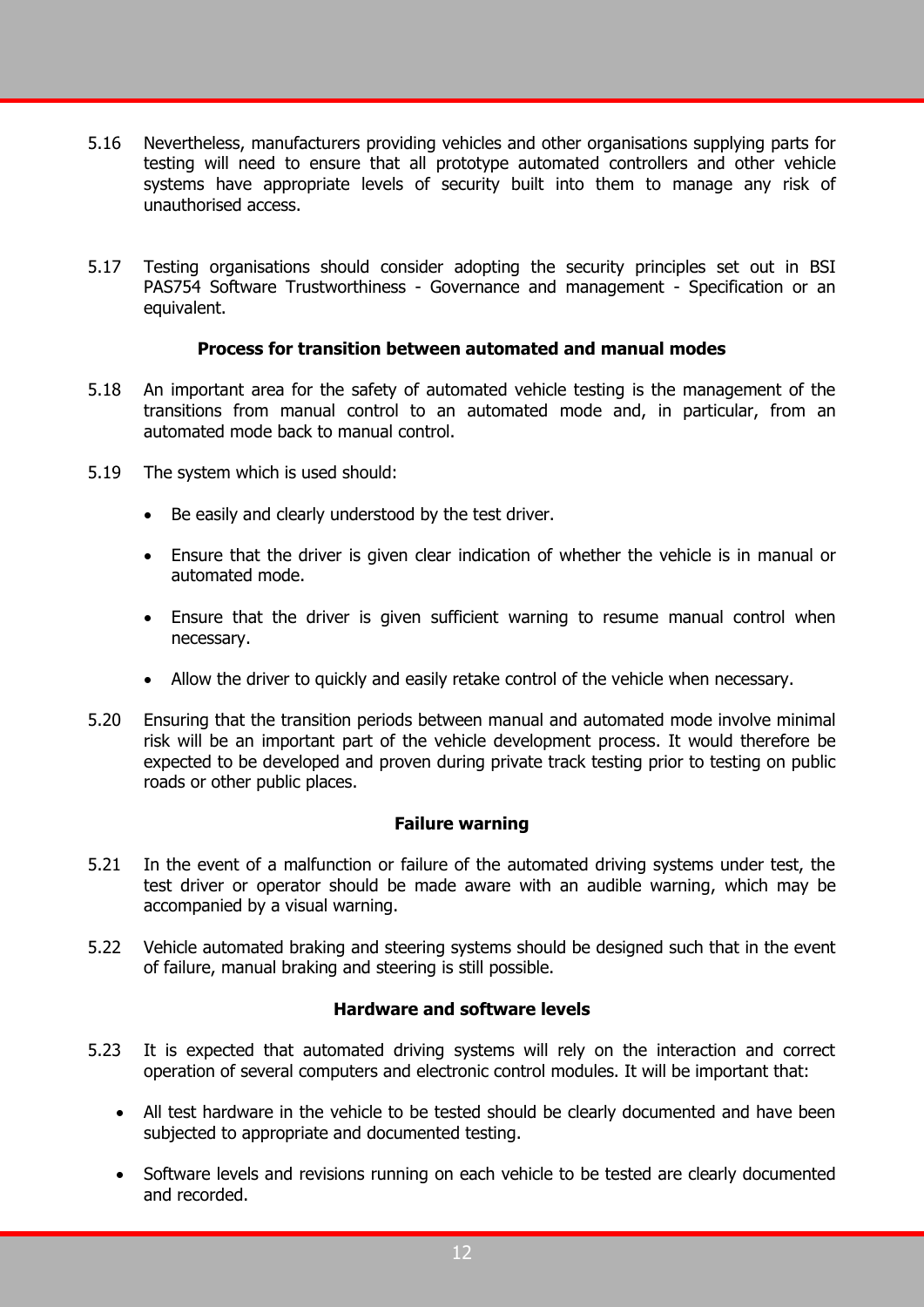5.16 Nevertheless, manufacturers providing vehicles and other organisations supplying parts for testing will need to ensure that all prototype automated controllers and other vehicle systems have appropriate levels of security built into them to manage any risk of unauthorised access.

5.17 Testing organisations should consider adopting the security principles set out in BSI PAS754 Software Trustworthiness - Governance and management - Specification or an equivalent.

### Process for transition between automated and manual modes

5.18 An important area for the safety of automated vehicle testing is the management of the transitions from manual control to an automated mode and, in particular, from an automated mode back to manual control.

5.19 The system which is used should:

- Be easily and clearly understood by the test driver.
- Ensure that the driver is given clear indication of whether the vehicle is in manual or automated mode.
- Ensure that the driver is given sufficient warning to resume manual control when necessary.
- Allow the driver to quickly and easily retake control of the vehicle when necessary.

5.20 Ensuring that the transition periods between manual and automated mode involve minimal risk will be an important part of the vehicle development process. It would therefore be expected to be developed and proven during private track testing prior to testing on public roads or other public places.

### Failure warning

5.21 In the event of a malfunction or failure of the automated driving systems under test, the test driver or operator should be made aware with an audible warning, which may be accompanied by a visual warning.

5.22 Vehicle automated braking and steering systems should be designed such that in the event of failure, manual braking and steering is still possible.

### Hardware and software levels

5.23 It is expected that automated driving systems will rely on the interaction and correct operation of several computers and electronic control modules. It will be important that:

- All test hardware in the vehicle to be tested should be clearly documented and have been subjected to appropriate and documented testing.
- Software levels and revisions running on each vehicle to be tested are clearly documented and recorded.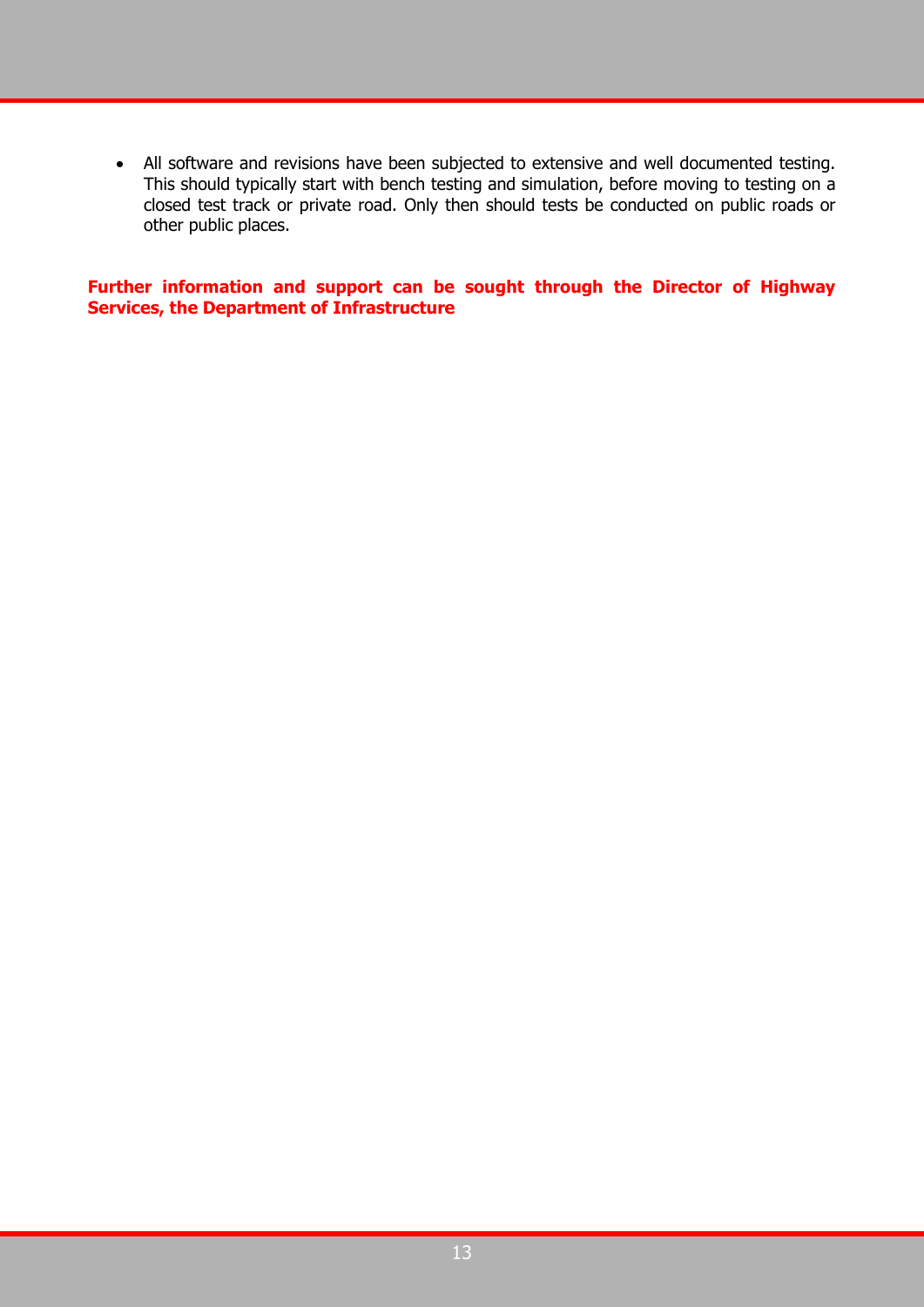- All software and revisions have been subjected to extensive and well documented testing. This should typically start with bench testing and simulation, before moving to testing on a closed test track or private road. Only then should tests be conducted on public roads or other public places.

**Further information and support can be sought through the Director of Highway Services, the Department of Infrastructure**